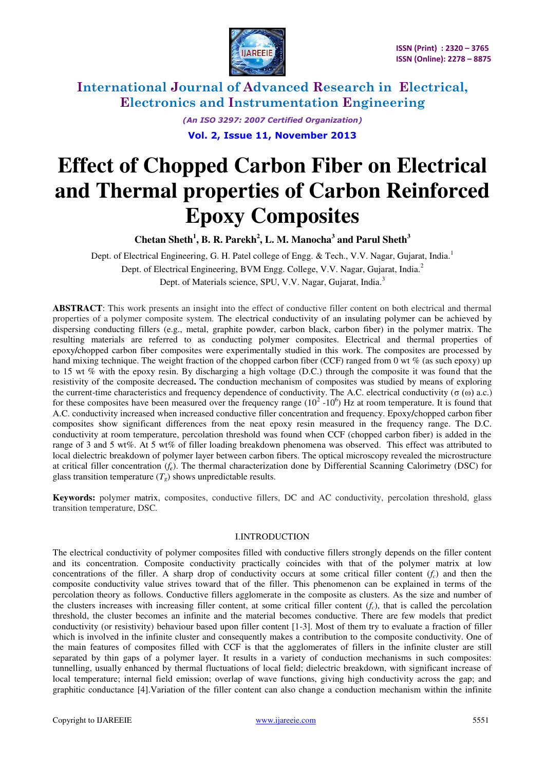# International Journal of Advanced Research in Electrical, Electronics and Instrumentation Engineering

*(An ISO 3297: 2007 Certified Organization)*

**Vol. 2, Issue 11, November 2013**

# Effect of Chopped Carbon Fiber on Electrical and Thermal properties of Carbon Reinforced Epoxy Composites

**Chetan Sheth[1], B. R. Parekh[2], L. M. Manocha[3] and Parul Sheth[3]**

Dept. of Electrical Engineering, G. H. Patel college of Engg. & Tech., V.V. Nagar, Gujarat, India.[1]

Dept. of Electrical Engineering, BVM Engg. College, V.V. Nagar, Gujarat, India.[2]

Dept. of Materials science, SPU, V.V. Nagar, Gujarat, India.[3]

**ABSTRACT**: This work presents an insight into the effect of conductive filler content on both electrical and thermal properties of a polymer composite system. The electrical conductivity of an insulating polymer can be achieved by dispersing conducting fillers (e.g., metal, graphite powder, carbon black, carbon fiber) in the polymer matrix. The resulting materials are referred to as conducting polymer composites. Electrical and thermal properties of epoxy/chopped carbon fiber composites were experimentally studied in this work. The composites are processed by hand mixing technique. The weight fraction of the chopped carbon fiber (CCF) ranged from 0 wt % (as such epoxy) up to 15 wt % with the epoxy resin. By discharging a high voltage (D.C.) through the composite it was found that the resistivity of the composite decreased**.** The conduction mechanism of composites was studied by means of exploring the current-time characteristics and frequency dependence of conductivity. The A.C. electrical conductivity (σ (ω) a.c.) for these composites have been measured over the frequency range ($10^2$ -$10^6$) Hz at room temperature. It is found that A.C. conductivity increased when increased conductive filler concentration and frequency. Epoxy/chopped carbon fiber composites show significant differences from the neat epoxy resin measured in the frequency range. The D.C. conductivity at room temperature, percolation threshold was found when CCF (chopped carbon fiber) is added in the range of 3 and 5 wt%. At 5 wt% of filler loading breakdown phenomena was observed. This effect was attributed to local dielectric breakdown of polymer layer between carbon fibers. The optical microscopy revealed the microstructure at critical filler concentration ($f_c$). The thermal characterization done by Differential Scanning Calorimetry (DSC) for glass transition temperature ($T_g$) shows unpredictable results.

**Keywords:** polymer matrix, composites, conductive fillers, DC and AC conductivity, percolation threshold, glass transition temperature, DSC.

## I.INTRODUCTION

The electrical conductivity of polymer composites filled with conductive fillers strongly depends on the filler content and its concentration. Composite conductivity practically coincides with that of the polymer matrix at low concentrations of the filler. A sharp drop of conductivity occurs at some critical filler content ($f_c$) and then the composite conductivity value strives toward that of the filler. This phenomenon can be explained in terms of the percolation theory as follows. Conductive fillers agglomerate in the composite as clusters. As the size and number of the clusters increases with increasing filler content, at some critical filler content ($f_c$), that is called the percolation threshold, the cluster becomes an infinite and the material becomes conductive. There are few models that predict conductivity (or resistivity) behaviour based upon filler content [1-3]. Most of them try to evaluate a fraction of filler which is involved in the infinite cluster and consequently makes a contribution to the composite conductivity. One of the main features of composites filled with CCF is that the agglomerates of fillers in the infinite cluster are still separated by thin gaps of a polymer layer. It results in a variety of conduction mechanisms in such composites: tunnelling, usually enhanced by thermal fluctuations of local field; dielectric breakdown, with significant increase of local temperature; internal field emission; overlap of wave functions, giving high conductivity across the gap; and graphitic conductance [4].Variation of the filler content can also change a conduction mechanism within the infinite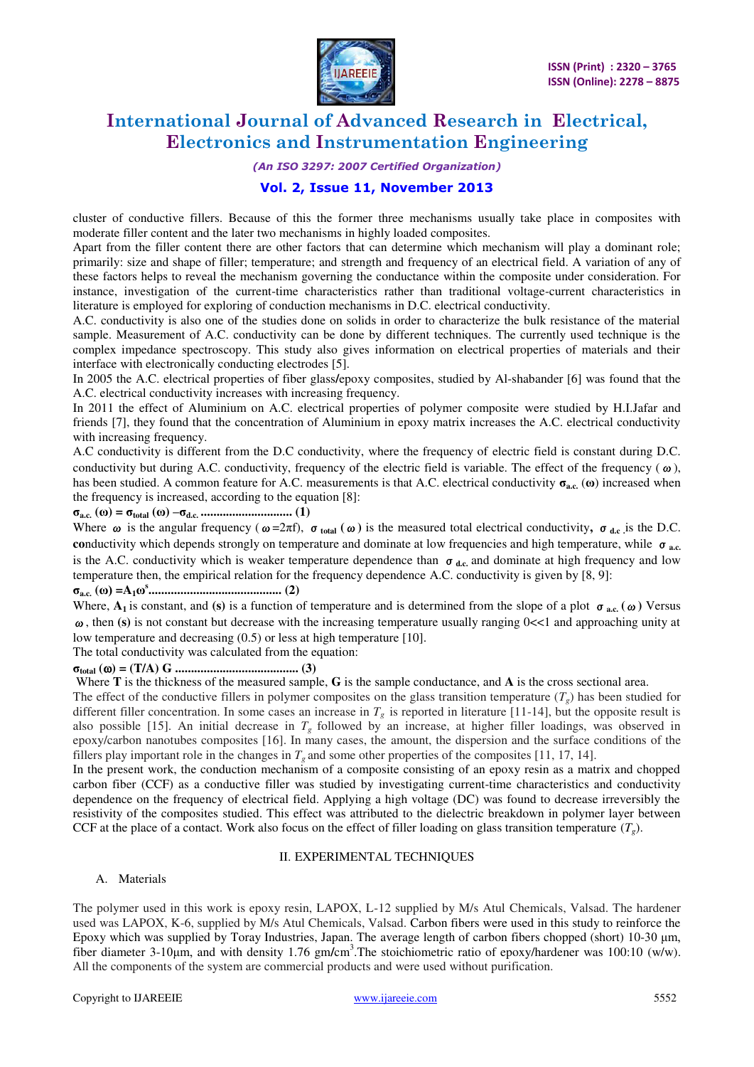cluster of conductive fillers. Because of this the former three mechanisms usually take place in composites with moderate filler content and the later two mechanisms in highly loaded composites.

Apart from the filler content there are other factors that can determine which mechanism will play a dominant role; primarily: size and shape of filler; temperature; and strength and frequency of an electrical field. A variation of any of these factors helps to reveal the mechanism governing the conductance within the composite under consideration. For instance, investigation of the current-time characteristics rather than traditional voltage-current characteristics in literature is employed for exploring of conduction mechanisms in D.C. electrical conductivity.

A.C. conductivity is also one of the studies done on solids in order to characterize the bulk resistance of the material sample. Measurement of A.C. conductivity can be done by different techniques. The currently used technique is the complex impedance spectroscopy. This study also gives information on electrical properties of materials and their interface with electronically conducting electrodes [5].

In 2005 the A.C. electrical properties of fiber glass/epoxy composites, studied by Al-shabander [6] was found that the A.C. electrical conductivity increases with increasing frequency.

In 2011 the effect of Aluminium on A.C. electrical properties of polymer composite were studied by H.I.Jafar and friends [7], they found that the concentration of Aluminium in epoxy matrix increases the A.C. electrical conductivity with increasing frequency.

A.C conductivity is different from the D.C conductivity, where the frequency of electric field is constant during D.C. conductivity but during A.C. conductivity, frequency of the electric field is variable. The effect of the frequency ($\omega$), has been studied. A common feature for A.C. measurements is that A.C. electrical conductivity $\sigma_{a.c.}(\omega)$ increased when the frequency is increased, according to the equation [8]:

$$\sigma_{a.c.}(\omega) = \sigma_{total}(\omega) - \sigma_{d.c.} \quad \text{.............................} (1)$$

Where $\omega$ is the angular frequency ($\omega = 2\pi f$), $\sigma_{total}(\omega)$ is the measured total electrical conductivity, $\sigma_{d.c}$ is the D.C. **co**nductivity which depends strongly on temperature and dominate at low frequencies and high temperature, while $\sigma_{a.c.}$ is the A.C. conductivity which is weaker temperature dependence than $\sigma_{d.c.}$ and dominate at high frequency and low temperature then, the empirical relation for the frequency dependence A.C. conductivity is given by [8, 9]:

$$\sigma_{a.c.}(\omega) = A_1\omega^s \quad \text{.........................................} (2)$$

Where, $A_1$ is constant, and **(s)** is a function of temperature and is determined from the slope of a plot $\sigma_{a.c.}(\omega)$ Versus $\omega$, then **(s)** is not constant but decrease with the increasing temperature usually ranging 0<<1 and approaching unity at low temperature and decreasing (0.5) or less at high temperature [10].

The total conductivity was calculated from the equation:

$$\sigma_{total}(\omega) = (T/A)\, G \quad \text{......................................} (3)$$

Where **T** is the thickness of the measured sample, **G** is the sample conductance, and **A** is the cross sectional area.

The effect of the conductive fillers in polymer composites on the glass transition temperature ($T_g$) has been studied for different filler concentration. In some cases an increase in $T_g$ is reported in literature [11-14], but the opposite result is also possible [15]. An initial decrease in $T_g$ followed by an increase, at higher filler loadings, was observed in epoxy/carbon nanotubes composites [16]. In many cases, the amount, the dispersion and the surface conditions of the fillers play important role in the changes in $T_g$ and some other properties of the composites [11, 17, 14].

In the present work, the conduction mechanism of a composite consisting of an epoxy resin as a matrix and chopped carbon fiber (CCF) as a conductive filler was studied by investigating current-time characteristics and conductivity dependence on the frequency of electrical field. Applying a high voltage (DC) was found to decrease irreversibly the resistivity of the composites studied. This effect was attributed to the dielectric breakdown in polymer layer between CCF at the place of a contact. Work also focus on the effect of filler loading on glass transition temperature ($T_g$).

## II. EXPERIMENTAL TECHNIQUES

### A. Materials

The polymer used in this work is epoxy resin, LAPOX, L-12 supplied by M/s Atul Chemicals, Valsad. The hardener used was LAPOX, K-6, supplied by M/s Atul Chemicals, Valsad. Carbon fibers were used in this study to reinforce the Epoxy which was supplied by Toray Industries, Japan. The average length of carbon fibers chopped (short) 10-30 µm, fiber diameter 3-10µm, and with density 1.76 gm/cm$^3$.The stoichiometric ratio of epoxy/hardener was 100:10 (w/w). All the components of the system are commercial products and were used without purification.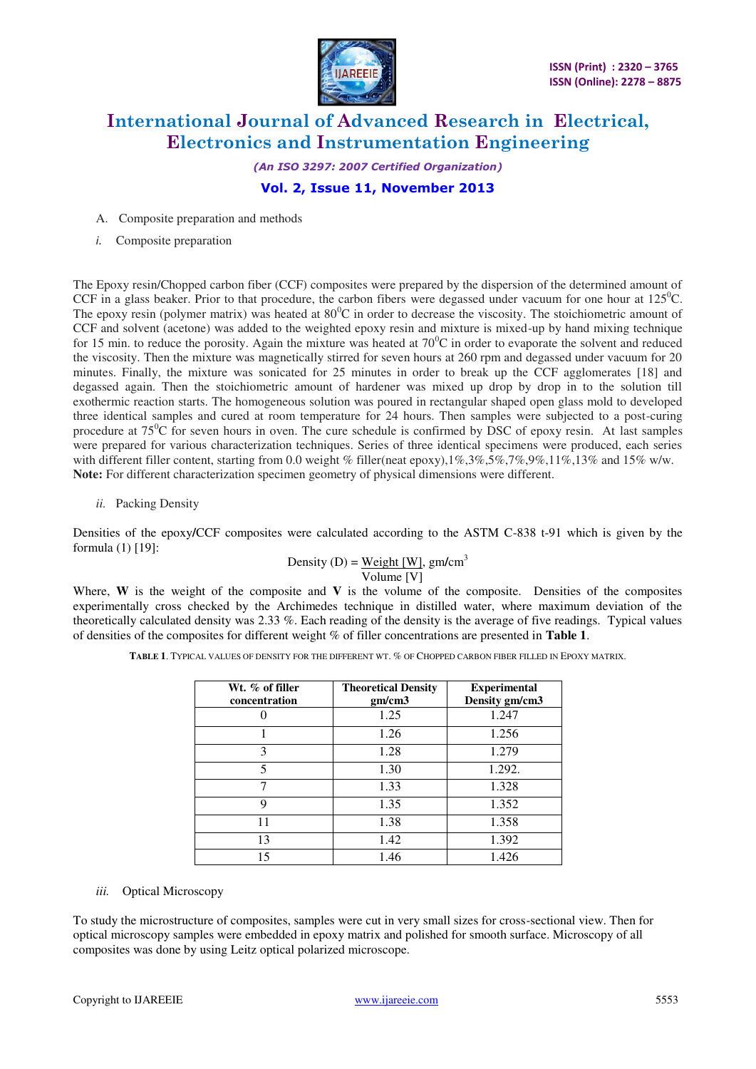A. Composite preparation and methods

*i.* Composite preparation

The Epoxy resin/Chopped carbon fiber (CCF) composites were prepared by the dispersion of the determined amount of CCF in a glass beaker. Prior to that procedure, the carbon fibers were degassed under vacuum for one hour at $125^0$C. The epoxy resin (polymer matrix) was heated at $80^0$C in order to decrease the viscosity. The stoichiometric amount of CCF and solvent (acetone) was added to the weighted epoxy resin and mixture is mixed-up by hand mixing technique for 15 min. to reduce the porosity. Again the mixture was heated at $70^0$C in order to evaporate the solvent and reduced the viscosity. Then the mixture was magnetically stirred for seven hours at 260 rpm and degassed under vacuum for 20 minutes. Finally, the mixture was sonicated for 25 minutes in order to break up the CCF agglomerates [18] and degassed again. Then the stoichiometric amount of hardener was mixed up drop by drop in to the solution till exothermic reaction starts. The homogeneous solution was poured in rectangular shaped open glass mold to developed three identical samples and cured at room temperature for 24 hours. Then samples were subjected to a post-curing procedure at $75^0$C for seven hours in oven. The cure schedule is confirmed by DSC of epoxy resin. At last samples were prepared for various characterization techniques. Series of three identical specimens were produced, each series with different filler content, starting from 0.0 weight % filler(neat epoxy),1%,3%,5%,7%,9%,11%,13% and 15% w/w.
**Note:** For different characterization specimen geometry of physical dimensions were different.

*ii.* Packing Density

Densities of the epoxy/CCF composites were calculated according to the ASTM C-838 t-91 which is given by the formula (1) [19]:

$$\text{Density (D)} = \frac{\text{Weight [W]}}{\text{Volume [V]}}, \text{ gm/cm}^3$$

Where, **W** is the weight of the composite and **V** is the volume of the composite. Densities of the composites experimentally cross checked by the Archimedes technique in distilled water, where maximum deviation of the theoretically calculated density was 2.33 %. Each reading of the density is the average of five readings. Typical values of densities of the composites for different weight % of filler concentrations are presented in **Table 1**.

TABLE 1. TYPICAL VALUES OF DENSITY FOR THE DIFFERENT WT. % OF CHOPPED CARBON FIBER FILLED IN EPOXY MATRIX.

| Wt. % of filler concentration | Theoretical Density gm/cm3 | Experimental Density gm/cm3 |
|---|---|---|
| 0 | 1.25 | 1.247 |
| 1 | 1.26 | 1.256 |
| 3 | 1.28 | 1.279 |
| 5 | 1.30 | 1.292. |
| 7 | 1.33 | 1.328 |
| 9 | 1.35 | 1.352 |
| 11 | 1.38 | 1.358 |
| 13 | 1.42 | 1.392 |
| 15 | 1.46 | 1.426 |

*iii.* Optical Microscopy

To study the microstructure of composites, samples were cut in very small sizes for cross-sectional view. Then for optical microscopy samples were embedded in epoxy matrix and polished for smooth surface. Microscopy of all composites was done by using Leitz optical polarized microscope.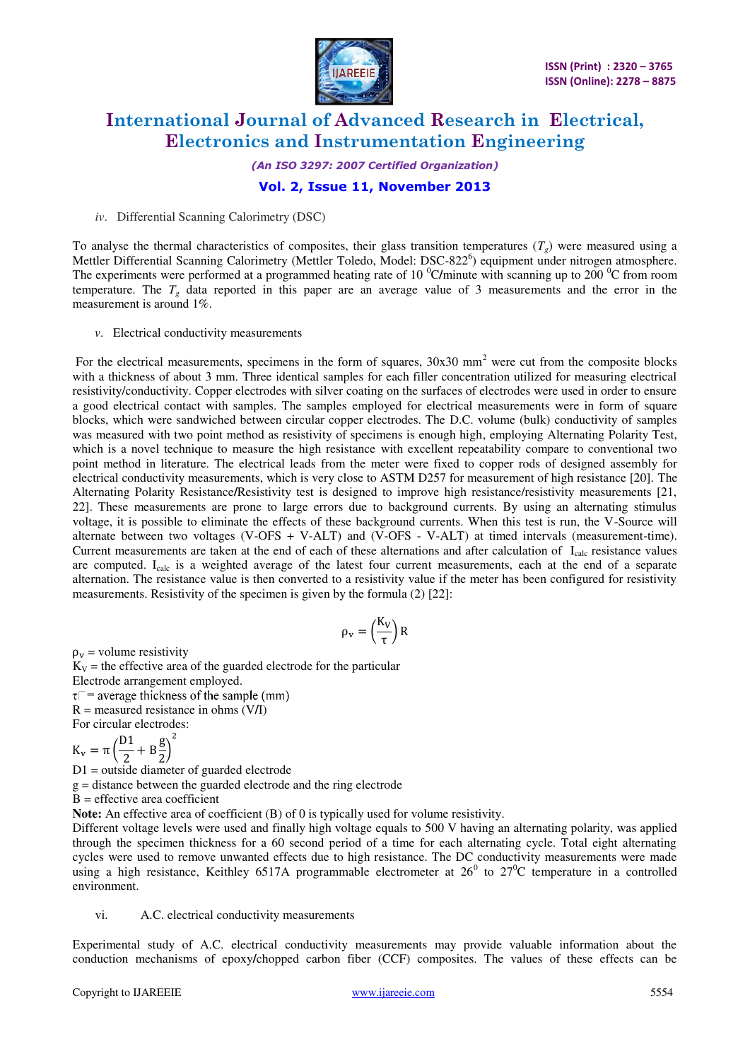*iv*. Differential Scanning Calorimetry (DSC)

To analyse the thermal characteristics of composites, their glass transition temperatures ($T_g$) were measured using a Mettler Differential Scanning Calorimetry (Mettler Toledo, Model: DSC-822[6]) equipment under nitrogen atmosphere. The experiments were performed at a programmed heating rate of 10 $^0$C/minute with scanning up to 200 $^0$C from room temperature. The $T_g$ data reported in this paper are an average value of 3 measurements and the error in the measurement is around 1%.

*v*. Electrical conductivity measurements

For the electrical measurements, specimens in the form of squares, 30x30 mm$^2$ were cut from the composite blocks with a thickness of about 3 mm. Three identical samples for each filler concentration utilized for measuring electrical resistivity/conductivity. Copper electrodes with silver coating on the surfaces of electrodes were used in order to ensure a good electrical contact with samples. The samples employed for electrical measurements were in form of square blocks, which were sandwiched between circular copper electrodes. The D.C. volume (bulk) conductivity of samples was measured with two point method as resistivity of specimens is enough high, employing Alternating Polarity Test, which is a novel technique to measure the high resistance with excellent repeatability compare to conventional two point method in literature. The electrical leads from the meter were fixed to copper rods of designed assembly for electrical conductivity measurements, which is very close to ASTM D257 for measurement of high resistance [20]. The Alternating Polarity Resistance/Resistivity test is designed to improve high resistance/resistivity measurements [21, 22]. These measurements are prone to large errors due to background currents. By using an alternating stimulus voltage, it is possible to eliminate the effects of these background currents. When this test is run, the V-Source will alternate between two voltages (V-OFS + V-ALT) and (V-OFS - V-ALT) at timed intervals (measurement-time). Current measurements are taken at the end of each of these alternations and after calculation of $I_{calc}$ resistance values are computed. $I_{calc}$ is a weighted average of the latest four current measurements, each at the end of a separate alternation. The resistance value is then converted to a resistivity value if the meter has been configured for resistivity measurements. Resistivity of the specimen is given by the formula (2) [22]:

$$\rho_v = \left(\frac{K_V}{\tau}\right) R$$

$\rho_v$ = volume resistivity
$K_V$ = the effective area of the guarded electrode for the particular
Electrode arrangement employed.
$\tau$ = average thickness of the sample (mm)
R = measured resistance in ohms (V/I)
For circular electrodes:

$$K_v = \pi\left(\frac{D1}{2} + B\frac{g}{2}\right)^2$$

D1 = outside diameter of guarded electrode
g = distance between the guarded electrode and the ring electrode
B = effective area coefficient
**Note:** An effective area of coefficient (B) of 0 is typically used for volume resistivity.
Different voltage levels were used and finally high voltage equals to 500 V having an alternating polarity, was applied through the specimen thickness for a 60 second period of a time for each alternating cycle. Total eight alternating cycles were used to remove unwanted effects due to high resistance. The DC conductivity measurements were made using a high resistance, Keithley 6517A programmable electrometer at 26$^0$ to 27$^0$C temperature in a controlled environment.

vi. A.C. electrical conductivity measurements

Experimental study of A.C. electrical conductivity measurements may provide valuable information about the conduction mechanisms of epoxy/chopped carbon fiber (CCF) composites. The values of these effects can be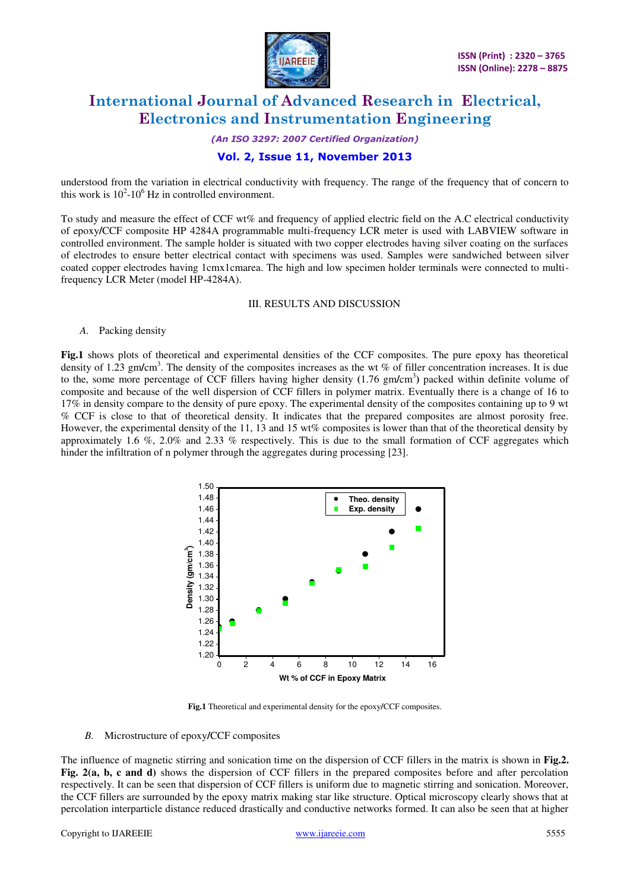understood from the variation in electrical conductivity with frequency. The range of the frequency that of concern to this work is $10^2$-$10^6$ Hz in controlled environment.

To study and measure the effect of CCF wt% and frequency of applied electric field on the A.C electrical conductivity of epoxy/CCF composite HP 4284A programmable multi-frequency LCR meter is used with LABVIEW software in controlled environment. The sample holder is situated with two copper electrodes having silver coating on the surfaces of electrodes to ensure better electrical contact with specimens was used. Samples were sandwiched between silver coated copper electrodes having 1cmx1cmarea. The high and low specimen holder terminals were connected to multi-frequency LCR Meter (model HP-4284A).

## III. RESULTS AND DISCUSSION

### A. Packing density

**Fig.1** shows plots of theoretical and experimental densities of the CCF composites. The pure epoxy has theoretical density of 1.23 gm/cm$^3$. The density of the composites increases as the wt % of filler concentration increases. It is due to the, some more percentage of CCF fillers having higher density (1.76 gm/cm$^3$) packed within definite volume of composite and because of the well dispersion of CCF fillers in polymer matrix. Eventually there is a change of 16 to 17% in density compare to the density of pure epoxy. The experimental density of the composites containing up to 9 wt % CCF is close to that of theoretical density. It indicates that the prepared composites are almost porosity free. However, the experimental density of the 11, 13 and 15 wt% composites is lower than that of the theoretical density by approximately 1.6 %, 2.0% and 2.33 % respectively. This is due to the small formation of CCF aggregates which hinder the infiltration of n polymer through the aggregates during processing [23].

**Fig.1** Theoretical and experimental density for the epoxy/CCF composites.

### B. Microstructure of epoxy/CCF composites

The influence of magnetic stirring and sonication time on the dispersion of CCF fillers in the matrix is shown in **Fig.2. Fig. 2(a, b, c and d)** shows the dispersion of CCF fillers in the prepared composites before and after percolation respectively. It can be seen that dispersion of CCF fillers is uniform due to magnetic stirring and sonication. Moreover, the CCF fillers are surrounded by the epoxy matrix making star like structure. Optical microscopy clearly shows that at percolation interparticle distance reduced drastically and conductive networks formed. It can also be seen that at higher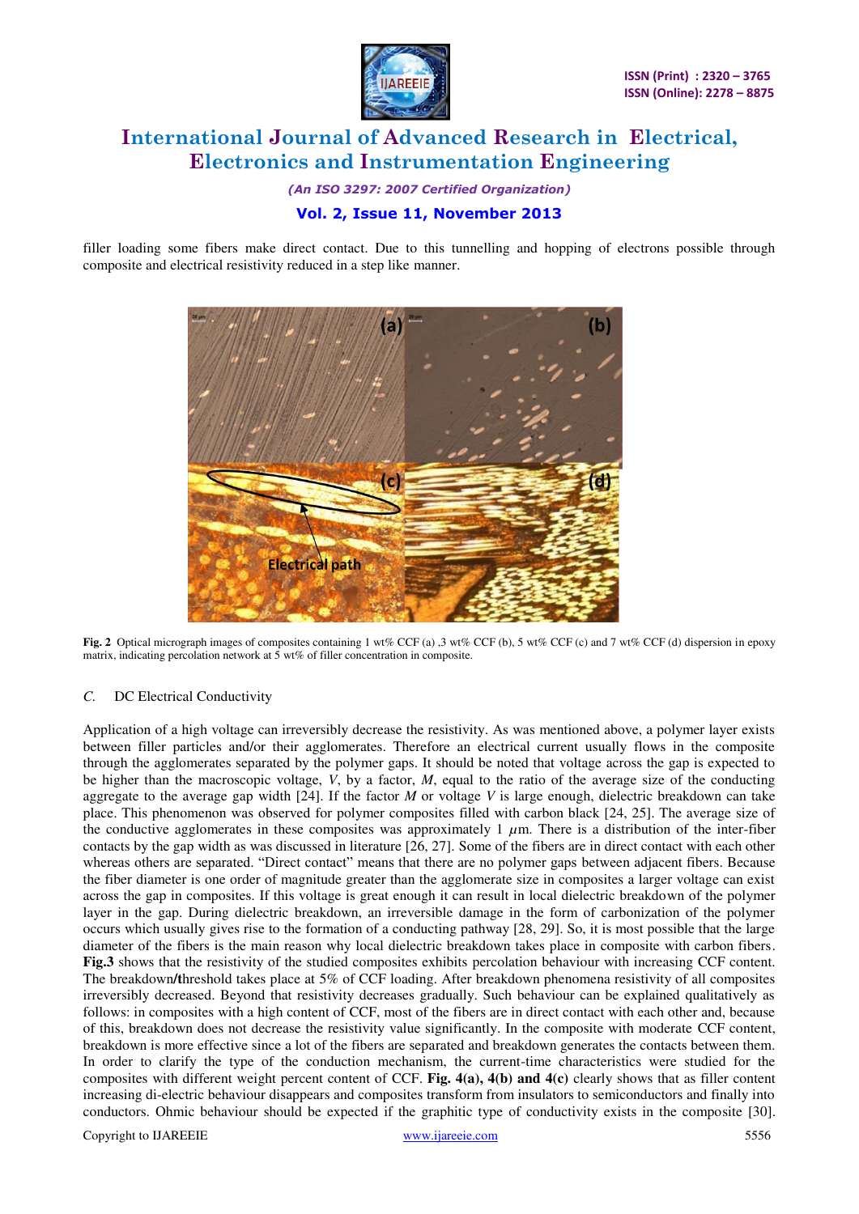filler loading some fibers make direct contact. Due to this tunnelling and hopping of electrons possible through composite and electrical resistivity reduced in a step like manner.

**Fig. 2** Optical micrograph images of composites containing 1 wt% CCF (a) ,3 wt% CCF (b), 5 wt% CCF (c) and 7 wt% CCF (d) dispersion in epoxy matrix, indicating percolation network at 5 wt% of filler concentration in composite.

### *C.* DC Electrical Conductivity

Application of a high voltage can irreversibly decrease the resistivity. As was mentioned above, a polymer layer exists between filler particles and/or their agglomerates. Therefore an electrical current usually flows in the composite through the agglomerates separated by the polymer gaps. It should be noted that voltage across the gap is expected to be higher than the macroscopic voltage, *V*, by a factor, *M*, equal to the ratio of the average size of the conducting aggregate to the average gap width [24]. If the factor *M* or voltage *V* is large enough, dielectric breakdown can take place. This phenomenon was observed for polymer composites filled with carbon black [24, 25]. The average size of the conductive agglomerates in these composites was approximately 1 $\mu$m. There is a distribution of the inter-fiber contacts by the gap width as was discussed in literature [26, 27]. Some of the fibers are in direct contact with each other whereas others are separated. "Direct contact" means that there are no polymer gaps between adjacent fibers. Because the fiber diameter is one order of magnitude greater than the agglomerate size in composites a larger voltage can exist across the gap in composites. If this voltage is great enough it can result in local dielectric breakdown of the polymer layer in the gap. During dielectric breakdown, an irreversible damage in the form of carbonization of the polymer occurs which usually gives rise to the formation of a conducting pathway [28, 29]. So, it is most possible that the large diameter of the fibers is the main reason why local dielectric breakdown takes place in composite with carbon fibers. **Fig.3** shows that the resistivity of the studied composites exhibits percolation behaviour with increasing CCF content. The breakdown**/**threshold takes place at 5% of CCF loading. After breakdown phenomena resistivity of all composites irreversibly decreased. Beyond that resistivity decreases gradually. Such behaviour can be explained qualitatively as follows: in composites with a high content of CCF, most of the fibers are in direct contact with each other and, because of this, breakdown does not decrease the resistivity value significantly. In the composite with moderate CCF content, breakdown is more effective since a lot of the fibers are separated and breakdown generates the contacts between them. In order to clarify the type of the conduction mechanism, the current-time characteristics were studied for the composites with different weight percent content of CCF. **Fig. 4(a), 4(b) and 4(c)** clearly shows that as filler content increasing di-electric behaviour disappears and composites transform from insulators to semiconductors and finally into conductors. Ohmic behaviour should be expected if the graphitic type of conductivity exists in the composite [30].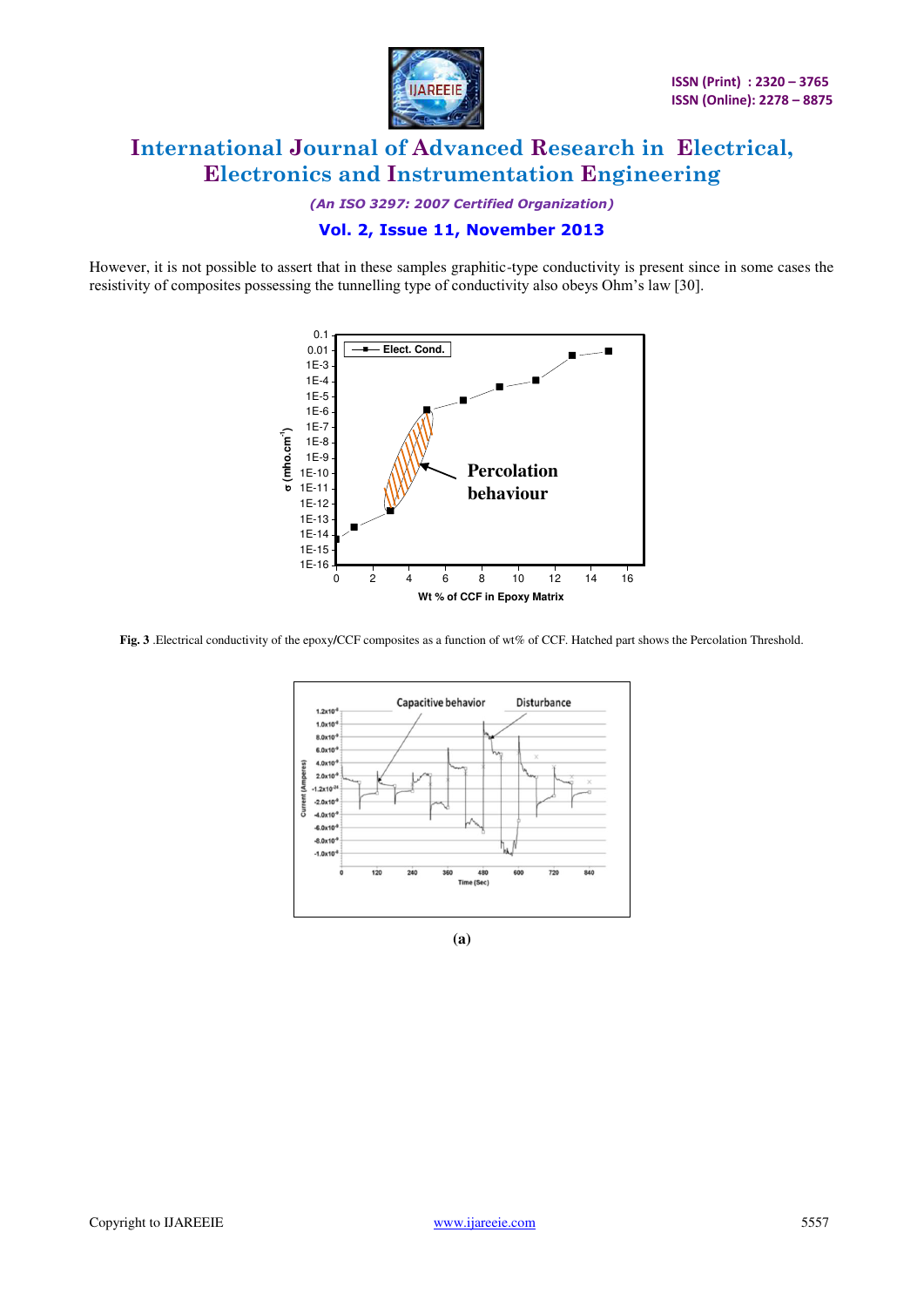However, it is not possible to assert that in these samples graphitic-type conductivity is present since in some cases the resistivity of composites possessing the tunnelling type of conductivity also obeys Ohm's law [30].

**Fig. 3** .Electrical conductivity of the epoxy/CCF composites as a function of wt% of CCF. Hatched part shows the Percolation Threshold.

**(a)**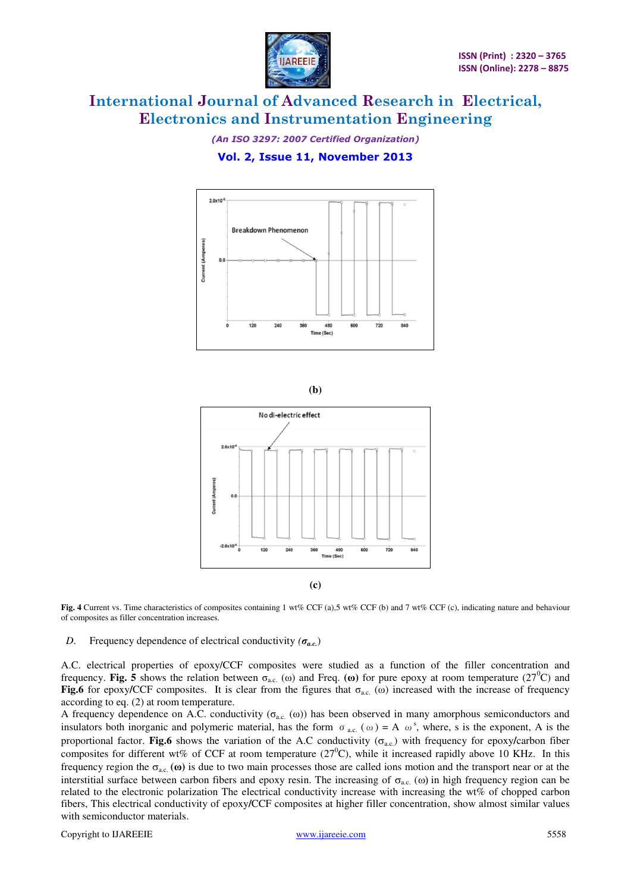(b)

(c)

**Fig. 4** Current vs. Time characteristics of composites containing 1 wt% CCF (a),5 wt% CCF (b) and 7 wt% CCF (c), indicating nature and behaviour of composites as filler concentration increases.

*D.* Frequency dependence of electrical conductivity (***$\sigma_{a.c.}$***)

A.C. electrical properties of epoxy/CCF composites were studied as a function of the filler concentration and frequency. **Fig. 5** shows the relation between $\sigma_{a.c.}$ ($\omega$) and Freq. **($\omega$)** for pure epoxy at room temperature (27$^0$C) and **Fig.6** for epoxy/CCF composites. It is clear from the figures that $\sigma_{a.c.}$ ($\omega$) increased with the increase of frequency according to eq. (2) at room temperature.

A frequency dependence on A.C. conductivity ($\sigma_{a.c.}$ ($\omega$)) has been observed in many amorphous semiconductors and insulators both inorganic and polymeric material, has the form $\sigma_{a.c.}(\omega) = A\ \omega^{s}$, where, s is the exponent, A is the proportional factor. **Fig.6** shows the variation of the A.C conductivity ($\sigma_{a.c.}$) with frequency for epoxy/carbon fiber composites for different wt% of CCF at room temperature (27$^0$C), while it increased rapidly above 10 KHz. In this frequency region the $\sigma_{a.c.}$ **($\omega$)** is due to two main processes those are called ions motion and the transport near or at the interstitial surface between carbon fibers and epoxy resin. The increasing of $\sigma_{a.c.}$ ($\omega$) in high frequency region can be related to the electronic polarization The electrical conductivity increase with increasing the wt% of chopped carbon fibers, This electrical conductivity of epoxy/CCF composites at higher filler concentration, show almost similar values with semiconductor materials.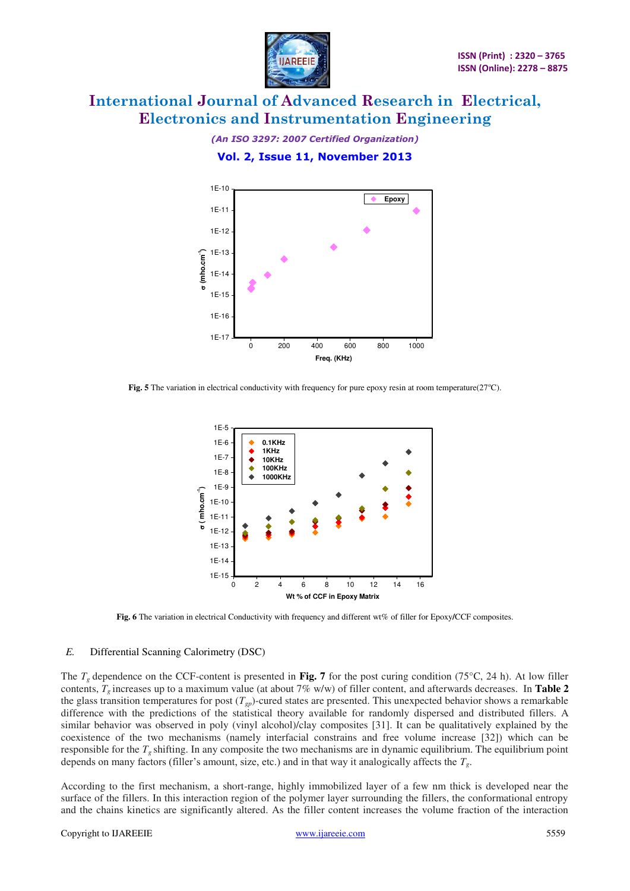Fig. 5 The variation in electrical conductivity with frequency for pure epoxy resin at room temperature(27ºC).

Fig. 6 The variation in electrical Conductivity with frequency and different wt% of filler for Epoxy/CCF composites.

*E.* Differential Scanning Calorimetry (DSC)

The $T_g$ dependence on the CCF-content is presented in **Fig. 7** for the post curing condition (75°C, 24 h). At low filler contents, $T_g$ increases up to a maximum value (at about 7% w/w) of filler content, and afterwards decreases. In **Table 2** the glass transition temperatures for post ($T_{gp}$)-cured states are presented. This unexpected behavior shows a remarkable difference with the predictions of the statistical theory available for randomly dispersed and distributed fillers. A similar behavior was observed in poly (vinyl alcohol)/clay composites [31]. It can be qualitatively explained by the coexistence of the two mechanisms (namely interfacial constrains and free volume increase [32]) which can be responsible for the $T_g$ shifting. In any composite the two mechanisms are in dynamic equilibrium. The equilibrium point depends on many factors (filler's amount, size, etc.) and in that way it analogically affects the $T_g$.

According to the first mechanism, a short-range, highly immobilized layer of a few nm thick is developed near the surface of the fillers. In this interaction region of the polymer layer surrounding the fillers, the conformational entropy and the chains kinetics are significantly altered. As the filler content increases the volume fraction of the interaction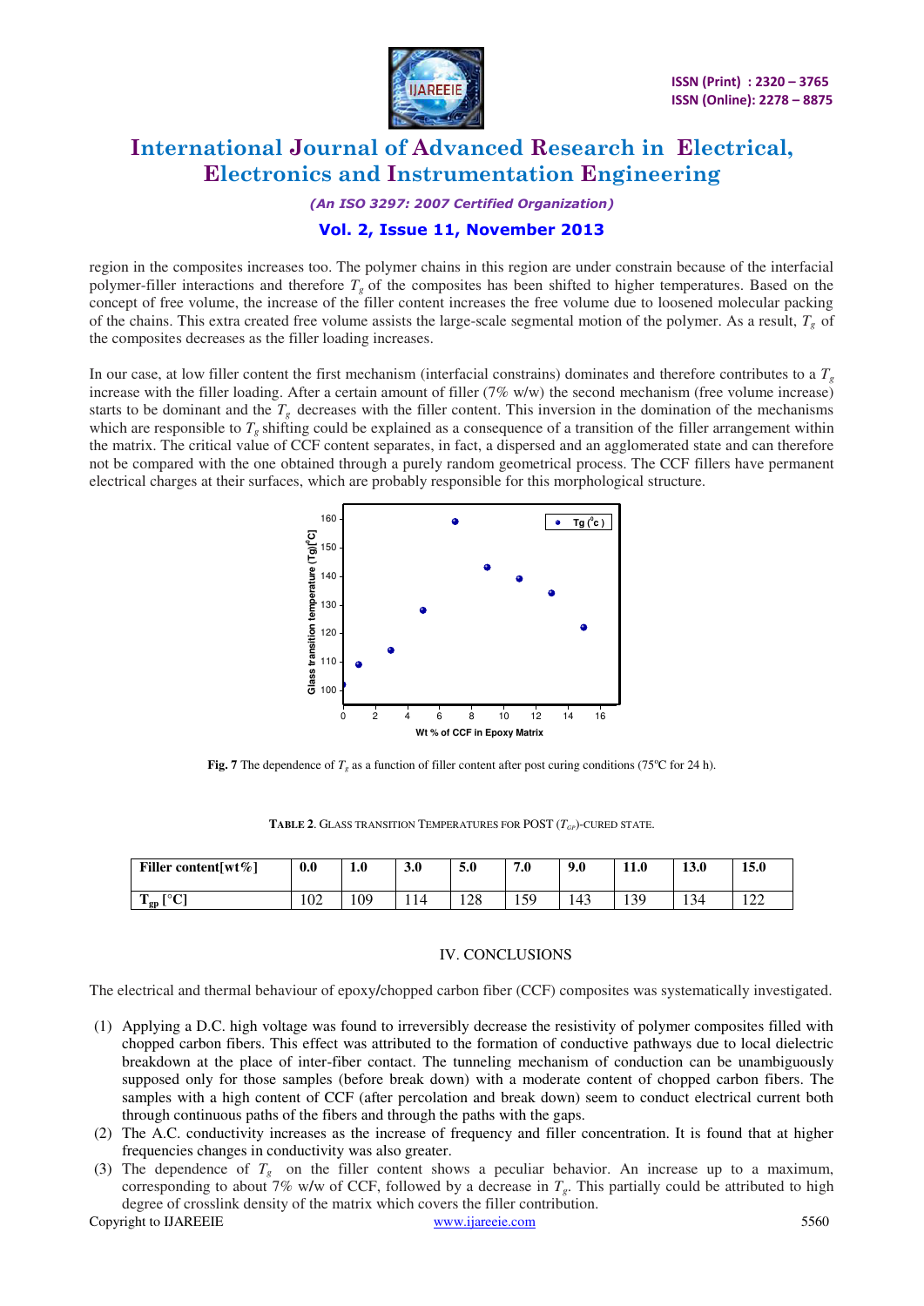region in the composites increases too. The polymer chains in this region are under constrain because of the interfacial polymer-filler interactions and therefore $T_g$ of the composites has been shifted to higher temperatures. Based on the concept of free volume, the increase of the filler content increases the free volume due to loosened molecular packing of the chains. This extra created free volume assists the large-scale segmental motion of the polymer. As a result, $T_g$ of the composites decreases as the filler loading increases.

In our case, at low filler content the first mechanism (interfacial constrains) dominates and therefore contributes to a $T_g$ increase with the filler loading. After a certain amount of filler (7% w/w) the second mechanism (free volume increase) starts to be dominant and the $T_g$ decreases with the filler content. This inversion in the domination of the mechanisms which are responsible to $T_g$ shifting could be explained as a consequence of a transition of the filler arrangement within the matrix. The critical value of CCF content separates, in fact, a dispersed and an agglomerated state and can therefore not be compared with the one obtained through a purely random geometrical process. The CCF fillers have permanent electrical charges at their surfaces, which are probably responsible for this morphological structure.

**Fig. 7** The dependence of $T_g$ as a function of filler content after post curing conditions (75ºC for 24 h).

**TABLE 2**. GLASS TRANSITION TEMPERATURES FOR POST ($T_{GP}$)-CURED STATE.

| **Filler content[wt%]** | **0.0** | **1.0** | **3.0** | **5.0** | **7.0** | **9.0** | **11.0** | **13.0** | **15.0** |
|---|---|---|---|---|---|---|---|---|---|
| **$T_{gp}$ [°C]** | 102 | 109 | 114 | 128 | 159 | 143 | 139 | 134 | 122 |

## IV. CONCLUSIONS

The electrical and thermal behaviour of epoxy/chopped carbon fiber (CCF) composites was systematically investigated.

(1) Applying a D.C. high voltage was found to irreversibly decrease the resistivity of polymer composites filled with chopped carbon fibers. This effect was attributed to the formation of conductive pathways due to local dielectric breakdown at the place of inter-fiber contact. The tunneling mechanism of conduction can be unambiguously supposed only for those samples (before break down) with a moderate content of chopped carbon fibers. The samples with a high content of CCF (after percolation and break down) seem to conduct electrical current both through continuous paths of the fibers and through the paths with the gaps.

(2) The A.C. conductivity increases as the increase of frequency and filler concentration. It is found that at higher frequencies changes in conductivity was also greater.

(3) The dependence of $T_g$ on the filler content shows a peculiar behavior. An increase up to a maximum, corresponding to about 7% w/w of CCF, followed by a decrease in $T_g$. This partially could be attributed to high degree of crosslink density of the matrix which covers the filler contribution.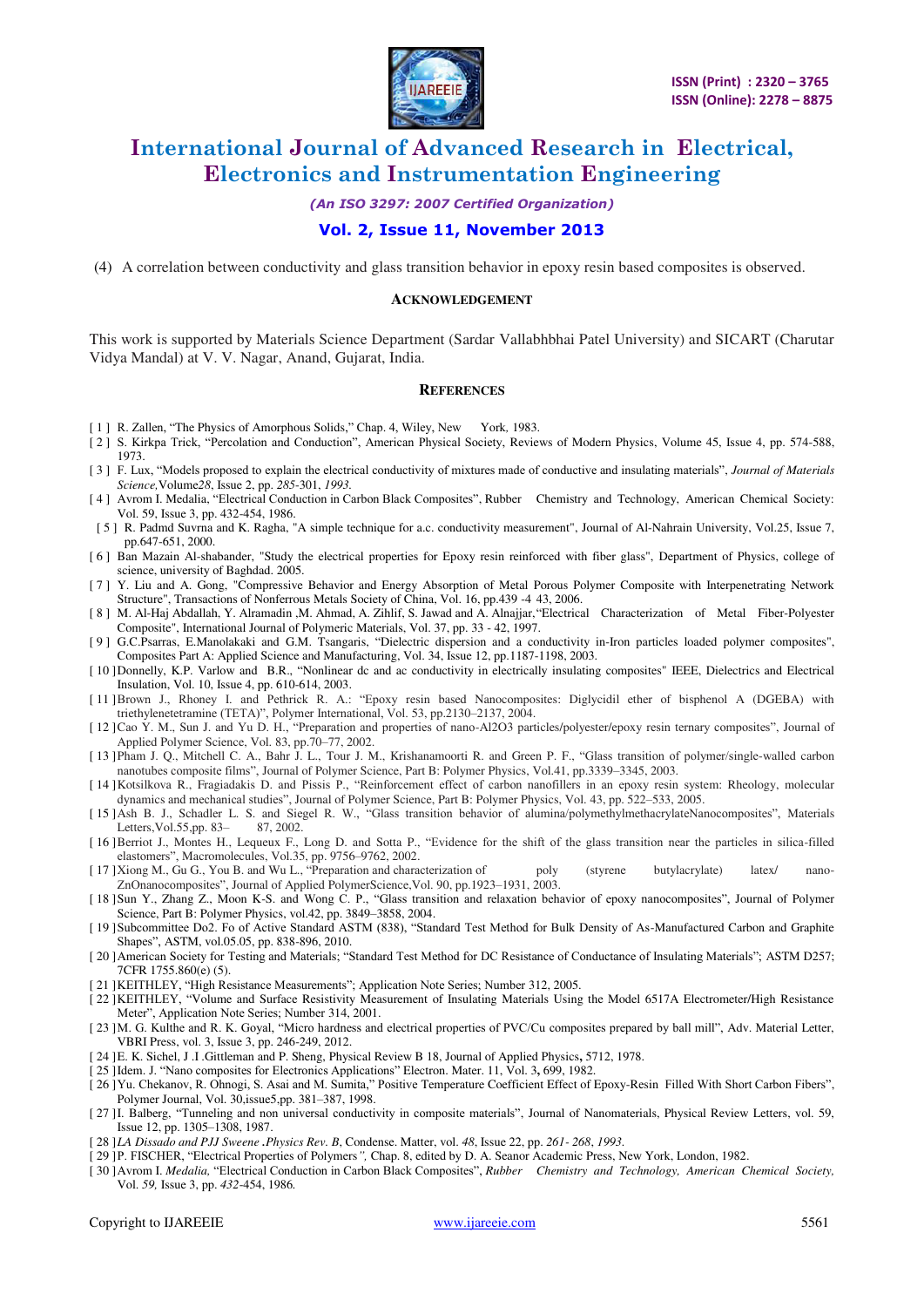(4) A correlation between conductivity and glass transition behavior in epoxy resin based composites is observed.

## ACKNOWLEDGEMENT

This work is supported by Materials Science Department (Sardar Vallabhbhai Patel University) and SICART (Charutar Vidya Mandal) at V. V. Nagar, Anand, Gujarat, India.

## REFERENCES

[ 1 ] R. Zallen, "The Physics of Amorphous Solids," Chap. 4, Wiley, New York, 1983.

[ 2 ] S. Kirkpa Trick, "Percolation and Conduction", American Physical Society, Reviews of Modern Physics, Volume 45, Issue 4, pp. 574-588, 1973.

[ 3 ] F. Lux, "Models proposed to explain the electrical conductivity of mixtures made of conductive and insulating materials", *Journal of Materials Science,*Volume*28*, Issue 2, pp. *285*-301, *1993.*

[ 4 ] Avrom I. Medalia, "Electrical Conduction in Carbon Black Composites", Rubber Chemistry and Technology, American Chemical Society: Vol. 59, Issue 3, pp. 432-454, 1986.

[ 5 ] R. Padmd Suvrna and K. Ragha, "A simple technique for a.c. conductivity measurement", Journal of Al-Nahrain University, Vol.25, Issue 7, pp.647-651, 2000.

[ 6 ] Ban Mazain Al-shabander, "Study the electrical properties for Epoxy resin reinforced with fiber glass", Department of Physics, college of science, university of Baghdad. 2005.

[ 7 ] Y. Liu and A. Gong, "Compressive Behavior and Energy Absorption of Metal Porous Polymer Composite with Interpenetrating Network Structure", Transactions of Nonferrous Metals Society of China, Vol. 16, pp.439 -4 43, 2006.

[ 8 ] M. Al-Haj Abdallah, Y. Aramadin ,M. Ahmad, A. Zihlif, S. Jawad and A. Alnajjar,"Electrical Characterization of Metal Fiber-Polyester Composite", International Journal of Polymeric Materials, Vol. 37, pp. 33 - 42, 1997.

[ 9 ] G.C.Psarras, E.Manolakaki and G.M. Tsangaris, "Dielectric dispersion and a conductivity in-Iron particles loaded polymer composites", Composites Part A: Applied Science and Manufacturing, Vol. 34, Issue 12, pp.1187-1198, 2003.

[ 10 ] Donnelly, K.P. Varlow and B.R., "Nonlinear dc and ac conductivity in electrically insulating composites" IEEE, Dielectrics and Electrical Insulation, Vol. 10, Issue 4, pp. 610-614, 2003.

[ 11 ] Brown J., Rhoney I. and Pethrick R. A.: "Epoxy resin based Nanocomposites: Diglycidil ether of bisphenol A (DGEBA) with triethylenetetramine (TETA)", Polymer International, Vol. 53, pp.2130–2137, 2004.

[ 12 ] Cao Y. M., Sun J. and Yu D. H., "Preparation and properties of nano-Al2O3 particles/polyester/epoxy resin ternary composites", Journal of Applied Polymer Science, Vol. 83, pp.70–77, 2002.

[ 13 ] Pham J. Q., Mitchell C. A., Bahr J. L., Tour J. M., Krishanamoorti R. and Green P. F., "Glass transition of polymer/single-walled carbon nanotubes composite films", Journal of Polymer Science, Part B: Polymer Physics, Vol.41, pp.3339–3345, 2003.

[ 14 ] Kotsilkova R., Fragiadakis D. and Pissis P., "Reinforcement effect of carbon nanofillers in an epoxy resin system: Rheology, molecular dynamics and mechanical studies", Journal of Polymer Science, Part B: Polymer Physics, Vol. 43, pp. 522–533, 2005.

[ 15 ] Ash B. J., Schadler L. S. and Siegel R. W., "Glass transition behavior of alumina/polymethylmethacrylateNanocomposites", Materials Letters,Vol.55,pp. 83– 87, 2002.

[ 16 ] Berriot J., Montes H., Lequeux F., Long D. and Sotta P., "Evidence for the shift of the glass transition near the particles in silica-filled elastomers", Macromolecules, Vol.35, pp. 9756–9762, 2002.

[ 17 ] Xiong M., Gu G., You B. and Wu L., "Preparation and characterization of poly (styrene butylacrylate) latex/ nano-ZnOnanocomposites", Journal of Applied PolymerScience,Vol. 90, pp.1923–1931, 2003.

[ 18 ] Sun Y., Zhang Z., Moon K-S. and Wong C. P., "Glass transition and relaxation behavior of epoxy nanocomposites", Journal of Polymer Science, Part B: Polymer Physics, vol.42, pp. 3849–3858, 2004.

[ 19 ] Subcommittee Do2. Fo of Active Standard ASTM (838), "Standard Test Method for Bulk Density of As-Manufactured Carbon and Graphite Shapes", ASTM, vol.05.05, pp. 838-896, 2010.

[ 20 ] American Society for Testing and Materials; "Standard Test Method for DC Resistance of Conductance of Insulating Materials"; ASTM D257; 7CFR 1755.860(e) (5).

[ 21 ] KEITHLEY, "High Resistance Measurements"; Application Note Series; Number 312, 2005.

[ 22 ] KEITHLEY, "Volume and Surface Resistivity Measurement of Insulating Materials Using the Model 6517A Electrometer/High Resistance Meter", Application Note Series; Number 314, 2001.

[ 23 ] M. G. Kulthe and R. K. Goyal, "Micro hardness and electrical properties of PVC/Cu composites prepared by ball mill", Adv. Material Letter, VBRI Press, vol. 3, Issue 3, pp. 246-249, 2012.

[ 24 ] E. K. Sichel, J .I .Gittleman and P. Sheng, Physical Review B 18, Journal of Applied Physics**,** 5712, 1978.

[ 25 ] Idem. J. "Nano composites for Electronics Applications" Electron. Mater. 11, Vol. 3**,** 699, 1982.

[ 26 ] Yu. Chekanov, R. Ohnogi, S. Asai and M. Sumita," Positive Temperature Coefficient Effect of Epoxy-Resin Filled With Short Carbon Fibers", Polymer Journal, Vol. 30,issue5,pp. 381–387, 1998.

[ 27 ] I. Balberg, "Tunneling and non universal conductivity in composite materials", Journal of Nanomaterials, Physical Review Letters, vol. 59, Issue 12, pp. 1305–1308, 1987.

[ 28 ] *LA Dissado and PJJ Sweene* **.***Physics Rev. B*, Condense. Matter, vol. *48*, Issue 22, pp. *261- 268*, *1993.*

[ 29 ] P. FISCHER, "Electrical Properties of Polymers*",* Chap. 8, edited by D. A. Seanor Academic Press, New York, London, 1982.

[ 30 ] Avrom I. *Medalia,* "Electrical Conduction in Carbon Black Composites", *Rubber Chemistry and Technology, American Chemical Society,* Vol. *59,* Issue 3, pp. *432*-454, 1986.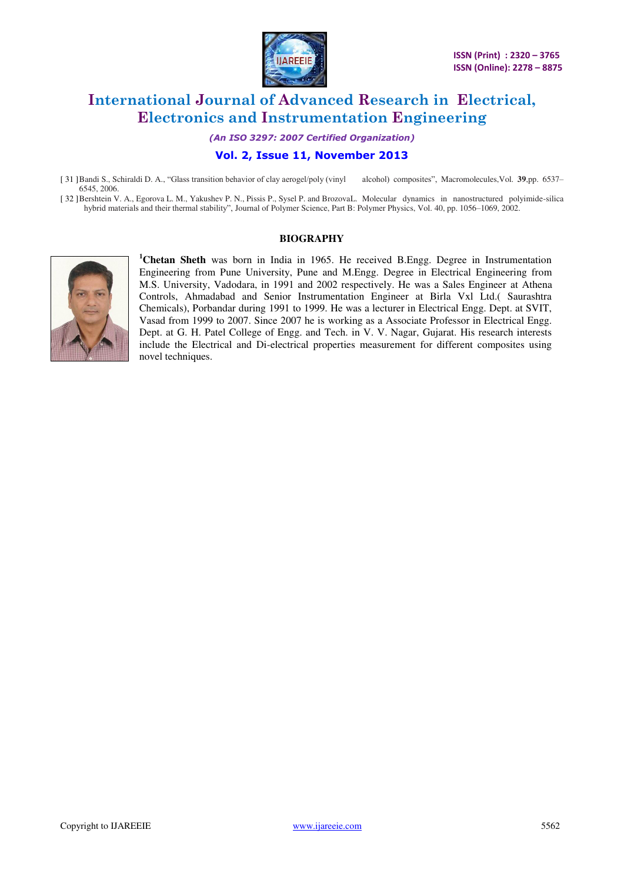[ 31 ] Bandi S., Schiraldi D. A., "Glass transition behavior of clay aerogel/poly (vinyl alcohol) composites", Macromolecules, Vol. **39**, pp. 6537–6545, 2006.

[ 32 ] Bershtein V. A., Egorova L. M., Yakushev P. N., Pissis P., Sysel P. and BrozovaL. Molecular dynamics in nanostructured polyimide-silica hybrid materials and their thermal stability", Journal of Polymer Science, Part B: Polymer Physics, Vol. 40, pp. 1056–1069, 2002.

## BIOGRAPHY

[1]**Chetan Sheth** was born in India in 1965. He received B.Engg. Degree in Instrumentation Engineering from Pune University, Pune and M.Engg. Degree in Electrical Engineering from M.S. University, Vadodara, in 1991 and 2002 respectively. He was a Sales Engineer at Athena Controls, Ahmadabad and Senior Instrumentation Engineer at Birla Vxl Ltd.( Saurashtra Chemicals), Porbandar during 1991 to 1999. He was a lecturer in Electrical Engg. Dept. at SVIT, Vasad from 1999 to 2007. Since 2007 he is working as a Associate Professor in Electrical Engg. Dept. at G. H. Patel College of Engg. and Tech. in V. V. Nagar, Gujarat. His research interests include the Electrical and Di-electrical properties measurement for different composites using novel techniques.